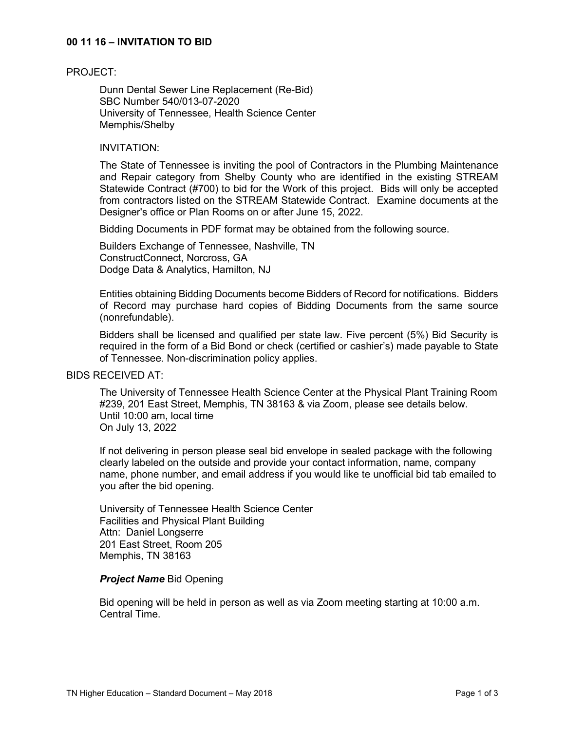## 00 11 16 – INVITATION TO BID

PROJECT:

Dunn Dental Sewer Line Replacement (Re-Bid)
SBC Number 540/013-07-2020
University of Tennessee, Health Science Center
Memphis/Shelby

INVITATION:

The State of Tennessee is inviting the pool of Contractors in the Plumbing Maintenance and Repair category from Shelby County who are identified in the existing STREAM Statewide Contract (#700) to bid for the Work of this project. Bids will only be accepted from contractors listed on the STREAM Statewide Contract. Examine documents at the Designer's office or Plan Rooms on or after June 15, 2022.

Bidding Documents in PDF format may be obtained from the following source.

Builders Exchange of Tennessee, Nashville, TN
ConstructConnect, Norcross, GA
Dodge Data & Analytics, Hamilton, NJ

Entities obtaining Bidding Documents become Bidders of Record for notifications. Bidders of Record may purchase hard copies of Bidding Documents from the same source (nonrefundable).

Bidders shall be licensed and qualified per state law. Five percent (5%) Bid Security is required in the form of a Bid Bond or check (certified or cashier's) made payable to State of Tennessee. Non-discrimination policy applies.

BIDS RECEIVED AT:

The University of Tennessee Health Science Center at the Physical Plant Training Room #239, 201 East Street, Memphis, TN 38163 & via Zoom, please see details below.
Until 10:00 am, local time
On July 13, 2022

If not delivering in person please seal bid envelope in sealed package with the following clearly labeled on the outside and provide your contact information, name, company name, phone number, and email address if you would like te unofficial bid tab emailed to you after the bid opening.

University of Tennessee Health Science Center
Facilities and Physical Plant Building
Attn: Daniel Longserre
201 East Street, Room 205
Memphis, TN 38163

***Project Name*** Bid Opening

Bid opening will be held in person as well as via Zoom meeting starting at 10:00 a.m. Central Time.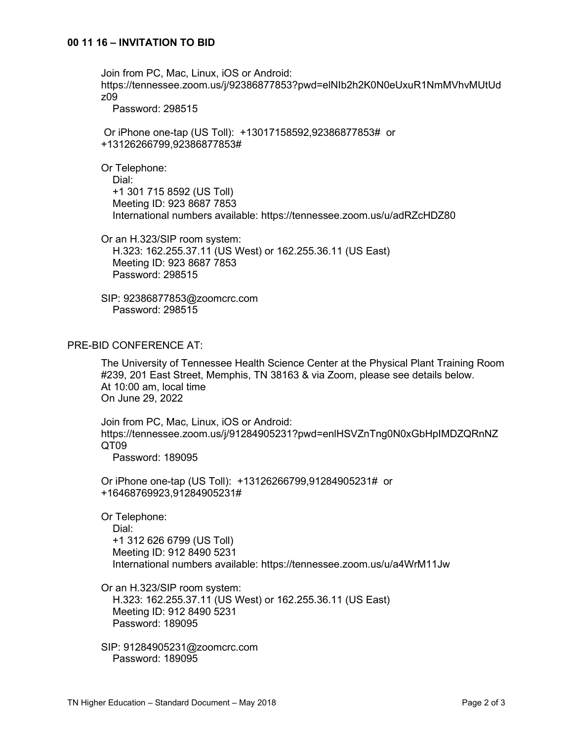## 00 11 16 – INVITATION TO BID

Join from PC, Mac, Linux, iOS or Android:
https://tennessee.zoom.us/j/92386877853?pwd=elNIb2h2K0N0eUxuR1NmMVhvMUtUdz09
Password: 298515

Or iPhone one-tap (US Toll): +13017158592,92386877853# or +13126266799,92386877853#

Or Telephone:
Dial:
+1 301 715 8592 (US Toll)
Meeting ID: 923 8687 7853
International numbers available: https://tennessee.zoom.us/u/adRZcHDZ80

Or an H.323/SIP room system:
H.323: 162.255.37.11 (US West) or 162.255.36.11 (US East)
Meeting ID: 923 8687 7853
Password: 298515

SIP: 92386877853@zoomcrc.com
Password: 298515

PRE-BID CONFERENCE AT:

The University of Tennessee Health Science Center at the Physical Plant Training Room #239, 201 East Street, Memphis, TN 38163 & via Zoom, please see details below.
At 10:00 am, local time
On June 29, 2022

Join from PC, Mac, Linux, iOS or Android:
https://tennessee.zoom.us/j/91284905231?pwd=enlHSVZnTng0N0xGbHpIMDZQRnNZQT09
Password: 189095

Or iPhone one-tap (US Toll): +13126266799,91284905231# or +16468769923,91284905231#

Or Telephone:
Dial:
+1 312 626 6799 (US Toll)
Meeting ID: 912 8490 5231
International numbers available: https://tennessee.zoom.us/u/a4WrM11Jw

Or an H.323/SIP room system:
H.323: 162.255.37.11 (US West) or 162.255.36.11 (US East)
Meeting ID: 912 8490 5231
Password: 189095

SIP: 91284905231@zoomcrc.com
Password: 189095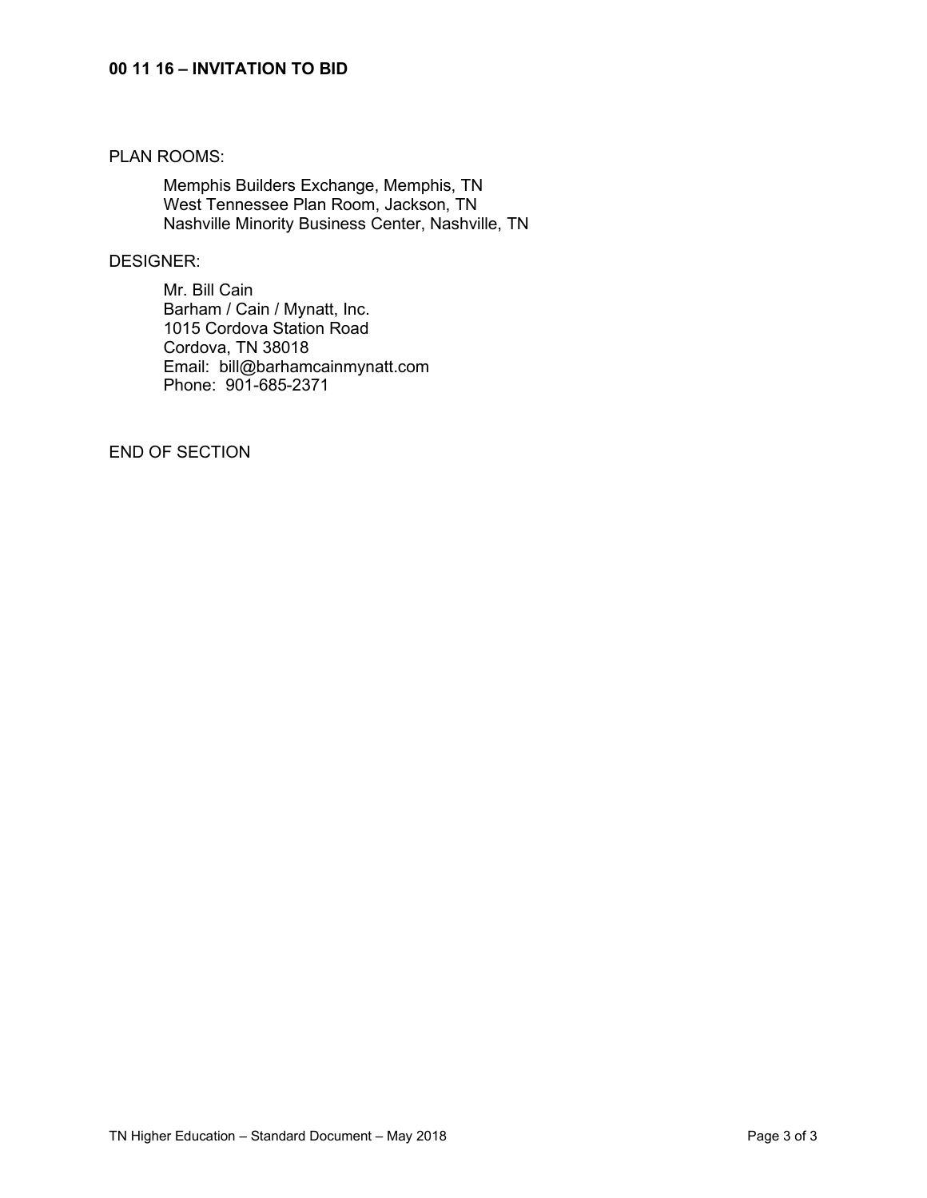## 00 11 16 – INVITATION TO BID

PLAN ROOMS:

Memphis Builders Exchange, Memphis, TN
West Tennessee Plan Room, Jackson, TN
Nashville Minority Business Center, Nashville, TN

DESIGNER:

Mr. Bill Cain
Barham / Cain / Mynatt, Inc.
1015 Cordova Station Road
Cordova, TN 38018
Email: bill@barhamcainmynatt.com
Phone: 901-685-2371

END OF SECTION